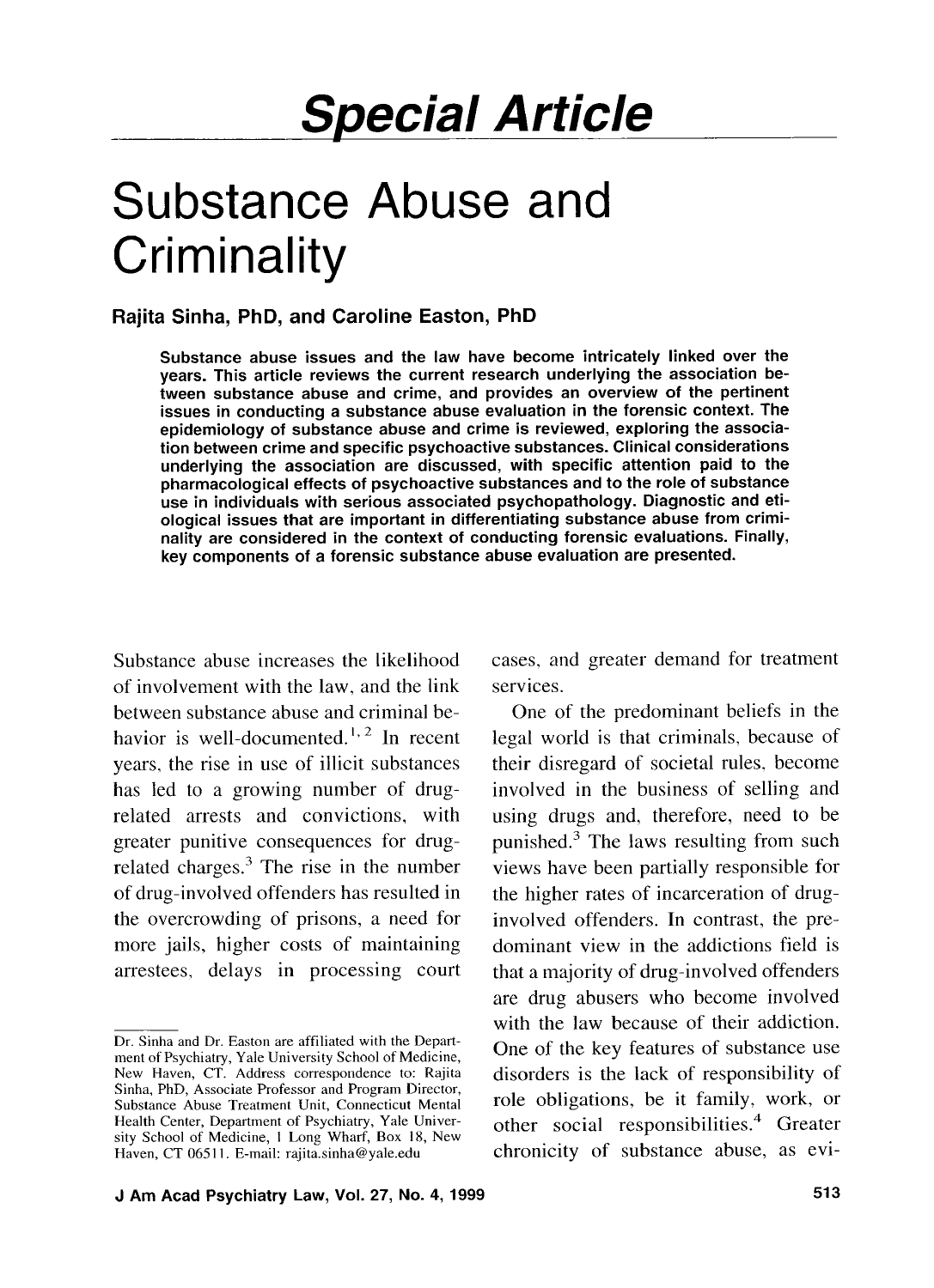# Special Article

# Substance Abuse and Criminality

**Rajita Sinha, PhD, and Caroline Easton, PhD**

**Substance abuse issues and the law have become intricately linked over the years. This article reviews the current research underlying the association between substance abuse and crime, and provides an overview of the pertinent issues in conducting a substance abuse evaluation in the forensic context. The epidemiology of substance abuse and crime is reviewed, exploring the association between crime and specific psychoactive substances. Clinical considerations underlying the association are discussed, with specific attention paid to the pharmacological effects of psychoactive substances and to the role of substance use in individuals with serious associated psychopathology. Diagnostic and etiological issues that are important in differentiating substance abuse from criminality are considered in the context of conducting forensic evaluations. Finally, key components of a forensic substance abuse evaluation are presented.**

Substance abuse increases the likelihood of involvement with the law, and the link between substance abuse and criminal behavior is well-documented.[1,2] In recent years, the rise in use of illicit substances has led to a growing number of drug-related arrests and convictions, with greater punitive consequences for drug-related charges.[3] The rise in the number of drug-involved offenders has resulted in the overcrowding of prisons, a need for more jails, higher costs of maintaining arrestees, delays in processing court cases, and greater demand for treatment services.

One of the predominant beliefs in the legal world is that criminals, because of their disregard of societal rules, become involved in the business of selling and using drugs and, therefore, need to be punished.[3] The laws resulting from such views have been partially responsible for the higher rates of incarceration of drug-involved offenders. In contrast, the predominant view in the addictions field is that a majority of drug-involved offenders are drug abusers who become involved with the law because of their addiction. One of the key features of substance use disorders is the lack of responsibility of role obligations, be it family, work, or other social responsibilities.[4] Greater chronicity of substance abuse, as evi-

---

Dr. Sinha and Dr. Easton are affiliated with the Department of Psychiatry, Yale University School of Medicine, New Haven, CT. Address correspondence to: Rajita Sinha, PhD, Associate Professor and Program Director, Substance Abuse Treatment Unit, Connecticut Mental Health Center, Department of Psychiatry, Yale University School of Medicine, 1 Long Wharf, Box 18, New Haven, CT 06511. E-mail: rajita.sinha@yale.edu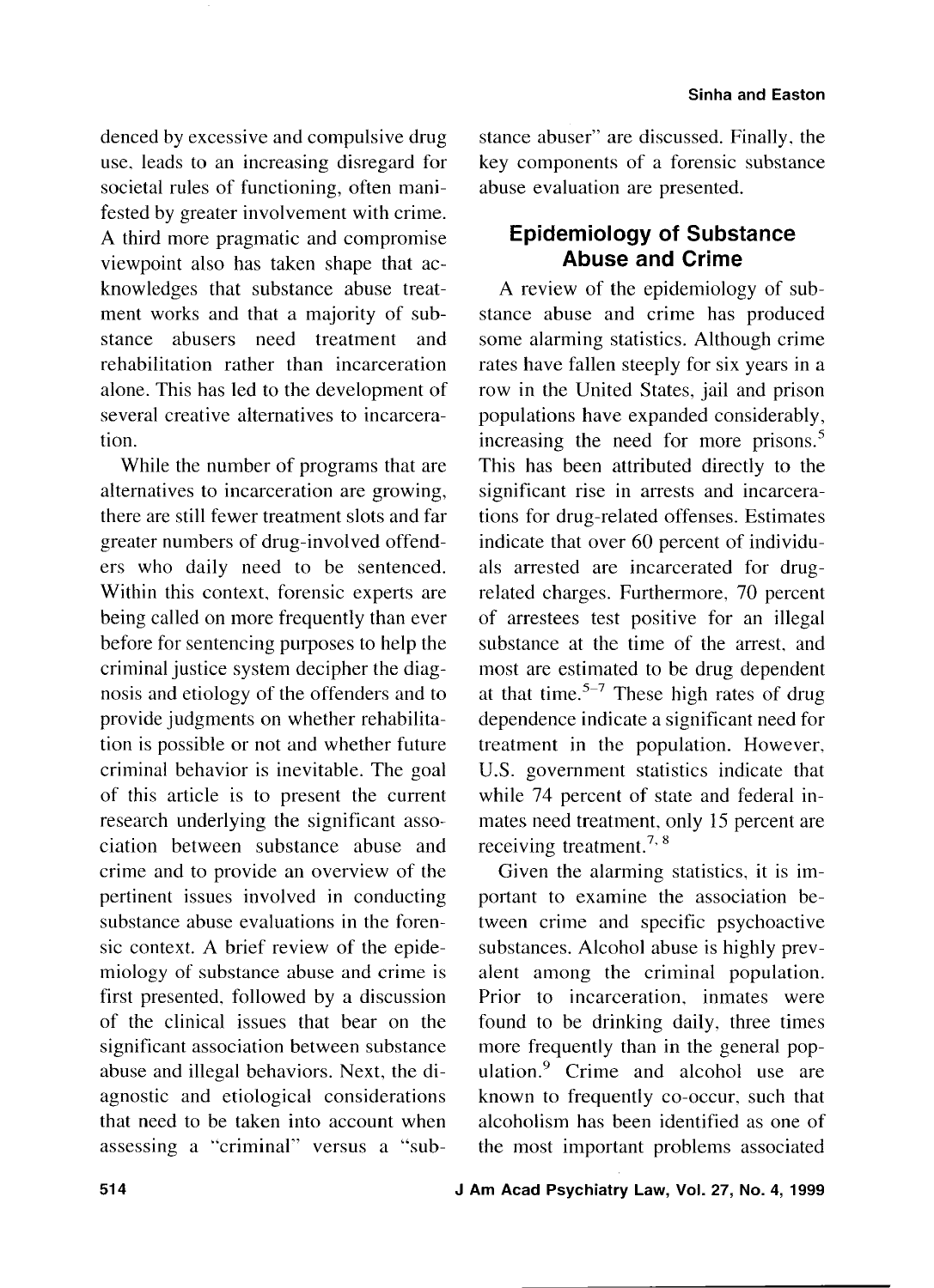denced by excessive and compulsive drug use, leads to an increasing disregard for societal rules of functioning, often manifested by greater involvement with crime. A third more pragmatic and compromise viewpoint also has taken shape that acknowledges that substance abuse treatment works and that a majority of substance abusers need treatment and rehabilitation rather than incarceration alone. This has led to the development of several creative alternatives to incarceration.

While the number of programs that are alternatives to incarceration are growing, there are still fewer treatment slots and far greater numbers of drug-involved offenders who daily need to be sentenced. Within this context, forensic experts are being called on more frequently than ever before for sentencing purposes to help the criminal justice system decipher the diagnosis and etiology of the offenders and to provide judgments on whether rehabilitation is possible or not and whether future criminal behavior is inevitable. The goal of this article is to present the current research underlying the significant association between substance abuse and crime and to provide an overview of the pertinent issues involved in conducting substance abuse evaluations in the forensic context. A brief review of the epidemiology of substance abuse and crime is first presented, followed by a discussion of the clinical issues that bear on the significant association between substance abuse and illegal behaviors. Next, the diagnostic and etiological considerations that need to be taken into account when assessing a "criminal" versus a "substance abuser" are discussed. Finally, the key components of a forensic substance abuse evaluation are presented.

## Epidemiology of Substance Abuse and Crime

A review of the epidemiology of substance abuse and crime has produced some alarming statistics. Although crime rates have fallen steeply for six years in a row in the United States, jail and prison populations have expanded considerably, increasing the need for more prisons.[5] This has been attributed directly to the significant rise in arrests and incarcerations for drug-related offenses. Estimates indicate that over 60 percent of individuals arrested are incarcerated for drug-related charges. Furthermore, 70 percent of arrestees test positive for an illegal substance at the time of the arrest, and most are estimated to be drug dependent at that time.[5–7] These high rates of drug dependence indicate a significant need for treatment in the population. However, U.S. government statistics indicate that while 74 percent of state and federal inmates need treatment, only 15 percent are receiving treatment.[7,8]

Given the alarming statistics, it is important to examine the association between crime and specific psychoactive substances. Alcohol abuse is highly prevalent among the criminal population. Prior to incarceration, inmates were found to be drinking daily, three times more frequently than in the general population.[9] Crime and alcohol use are known to frequently co-occur, such that alcoholism has been identified as one of the most important problems associated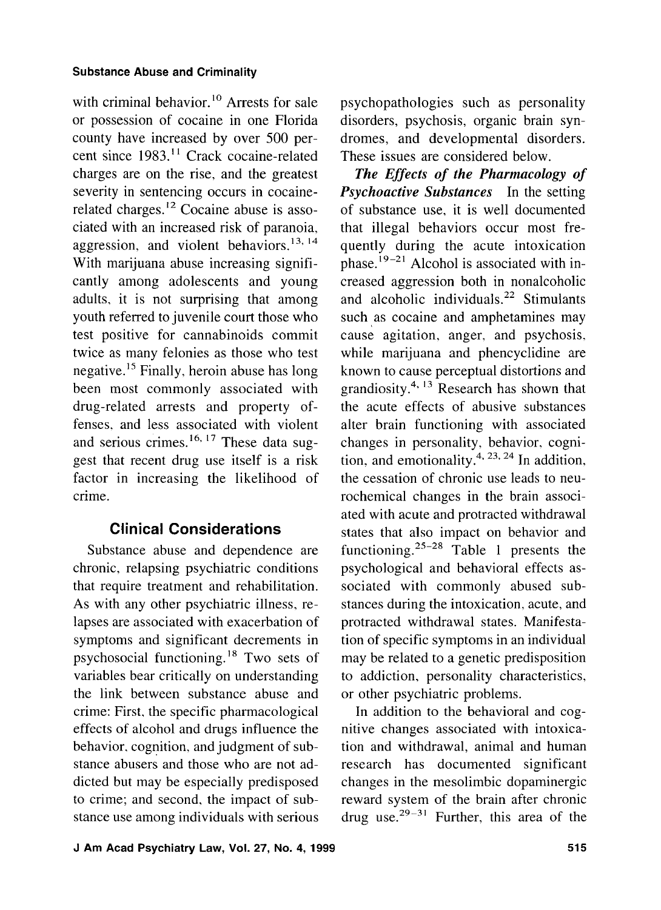with criminal behavior.[10] Arrests for sale or possession of cocaine in one Florida county have increased by over 500 percent since 1983.[11] Crack cocaine-related charges are on the rise, and the greatest severity in sentencing occurs in cocaine-related charges.[12] Cocaine abuse is associated with an increased risk of paranoia, aggression, and violent behaviors.[13, 14] With marijuana abuse increasing significantly among adolescents and young adults, it is not surprising that among youth referred to juvenile court those who test positive for cannabinoids commit twice as many felonies as those who test negative.[15] Finally, heroin abuse has long been most commonly associated with drug-related arrests and property offenses, and less associated with violent and serious crimes.[16, 17] These data suggest that recent drug use itself is a risk factor in increasing the likelihood of crime.

## Clinical Considerations

Substance abuse and dependence are chronic, relapsing psychiatric conditions that require treatment and rehabilitation. As with any other psychiatric illness, relapses are associated with exacerbation of symptoms and significant decrements in psychosocial functioning.[18] Two sets of variables bear critically on understanding the link between substance abuse and crime: First, the specific pharmacological effects of alcohol and drugs influence the behavior, cognition, and judgment of substance abusers and those who are not addicted but may be especially predisposed to crime; and second, the impact of substance use among individuals with serious psychopathologies such as personality disorders, psychosis, organic brain syndromes, and developmental disorders. These issues are considered below.

***The Effects of the Pharmacology of Psychoactive Substances*** In the setting of substance use, it is well documented that illegal behaviors occur most frequently during the acute intoxication phase.[19–21] Alcohol is associated with increased aggression both in nonalcoholic and alcoholic individuals.[22] Stimulants such as cocaine and amphetamines may cause agitation, anger, and psychosis, while marijuana and phencyclidine are known to cause perceptual distortions and grandiosity.[4, 13] Research has shown that the acute effects of abusive substances alter brain functioning with associated changes in personality, behavior, cognition, and emotionality.[4, 23, 24] In addition, the cessation of chronic use leads to neurochemical changes in the brain associated with acute and protracted withdrawal states that also impact on behavior and functioning.[25–28] Table 1 presents the psychological and behavioral effects associated with commonly abused substances during the intoxication, acute, and protracted withdrawal states. Manifestation of specific symptoms in an individual may be related to a genetic predisposition to addiction, personality characteristics, or other psychiatric problems.

In addition to the behavioral and cognitive changes associated with intoxication and withdrawal, animal and human research has documented significant changes in the mesolimbic dopaminergic reward system of the brain after chronic drug use.[29–31] Further, this area of the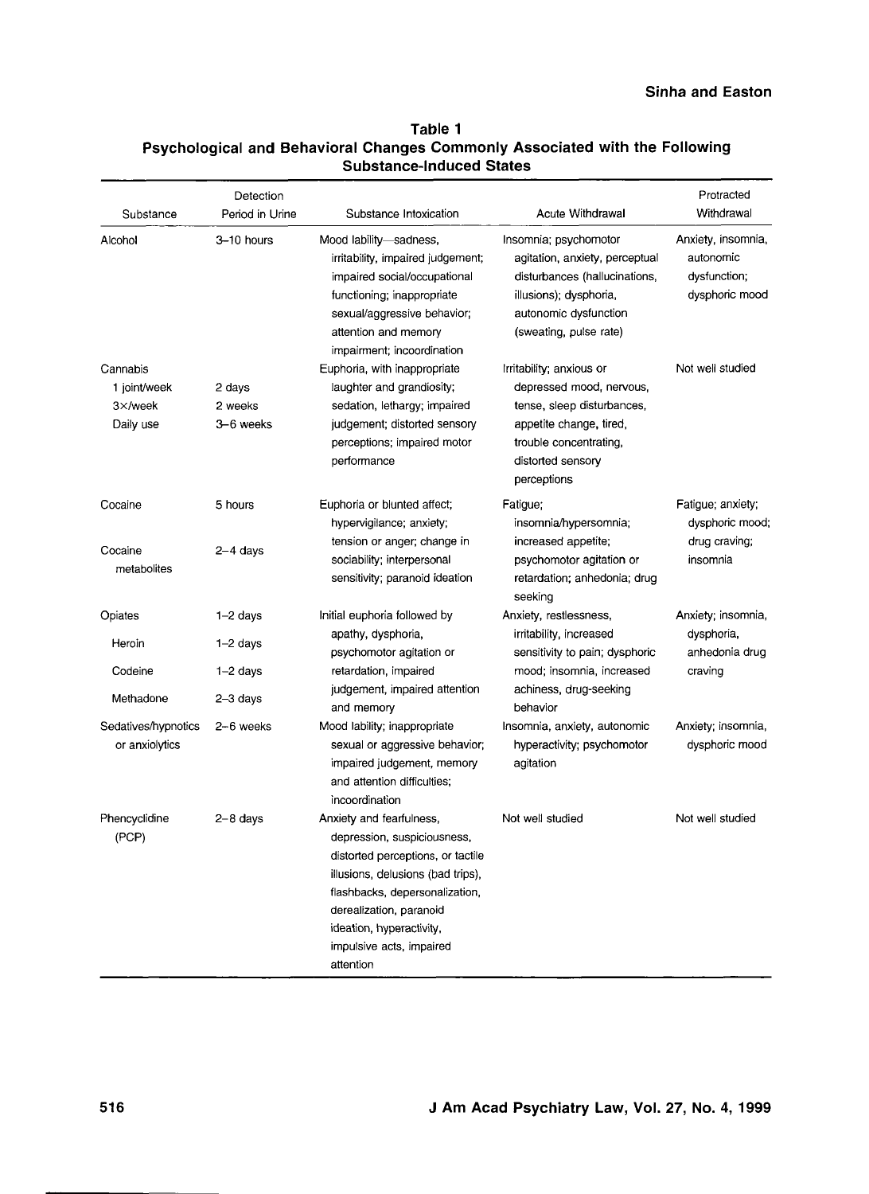**Table 1**
**Psychological and Behavioral Changes Commonly Associated with the Following Substance-Induced States**

| Substance | Detection Period in Urine | Substance Intoxication | Acute Withdrawal | Protracted Withdrawal |
|---|---|---|---|---|
| Alcohol | 3–10 hours | Mood lability—sadness, irritability, impaired judgement; impaired social/occupational functioning; inappropriate sexual/aggressive behavior; attention and memory impairment; incoordination | Insomnia; psychomotor agitation, anxiety, perceptual disturbances (hallucinations, illusions); dysphoria, autonomic dysfunction (sweating, pulse rate) | Anxiety, insomnia, autonomic dysfunction; dysphoric mood |
| Cannabis | | Euphoria, with inappropriate laughter and grandiosity; sedation, lethargy; impaired judgement; distorted sensory perceptions; impaired motor performance | Irritability; anxious or depressed mood, nervous, tense, sleep disturbances, appetite change, tired, trouble concentrating, distorted sensory perceptions | Not well studied |
| 1 joint/week | 2 days | | | |
| 3×/week | 2 weeks | | | |
| Daily use | 3–6 weeks | | | |
| Cocaine | 5 hours | Euphoria or blunted affect; hypervigilance; anxiety; tension or anger; change in sociability; interpersonal sensitivity; paranoid ideation | Fatigue; insomnia/hypersomnia; increased appetite; psychomotor agitation or retardation; anhedonia; drug seeking | Fatigue; anxiety; dysphoric mood; drug craving; insomnia |
| Cocaine metabolites | 2–4 days | | | |
| Opiates | 1–2 days | Initial euphoria followed by apathy, dysphoria, psychomotor agitation or retardation, impaired judgement, impaired attention and memory | Anxiety, restlessness, irritability, increased sensitivity to pain; dysphoric mood; insomnia, increased achiness, drug-seeking behavior | Anxiety; insomnia, dysphoria, anhedonia drug craving |
| Heroin | 1–2 days | | | |
| Codeine | 1–2 days | | | |
| Methadone | 2–3 days | | | |
| Sedatives/hypnotics or anxiolytics | 2–6 weeks | Mood lability; inappropriate sexual or aggressive behavior; impaired judgement, memory and attention difficulties; incoordination | Insomnia, anxiety, autonomic hyperactivity; psychomotor agitation | Anxiety; insomnia, dysphoric mood |
| Phencyclidine (PCP) | 2–8 days | Anxiety and fearfulness, depression, suspiciousness, distorted perceptions, or tactile illusions, delusions (bad trips), flashbacks, depersonalization, derealization, paranoid ideation, hyperactivity, impulsive acts, impaired attention | Not well studied | Not well studied |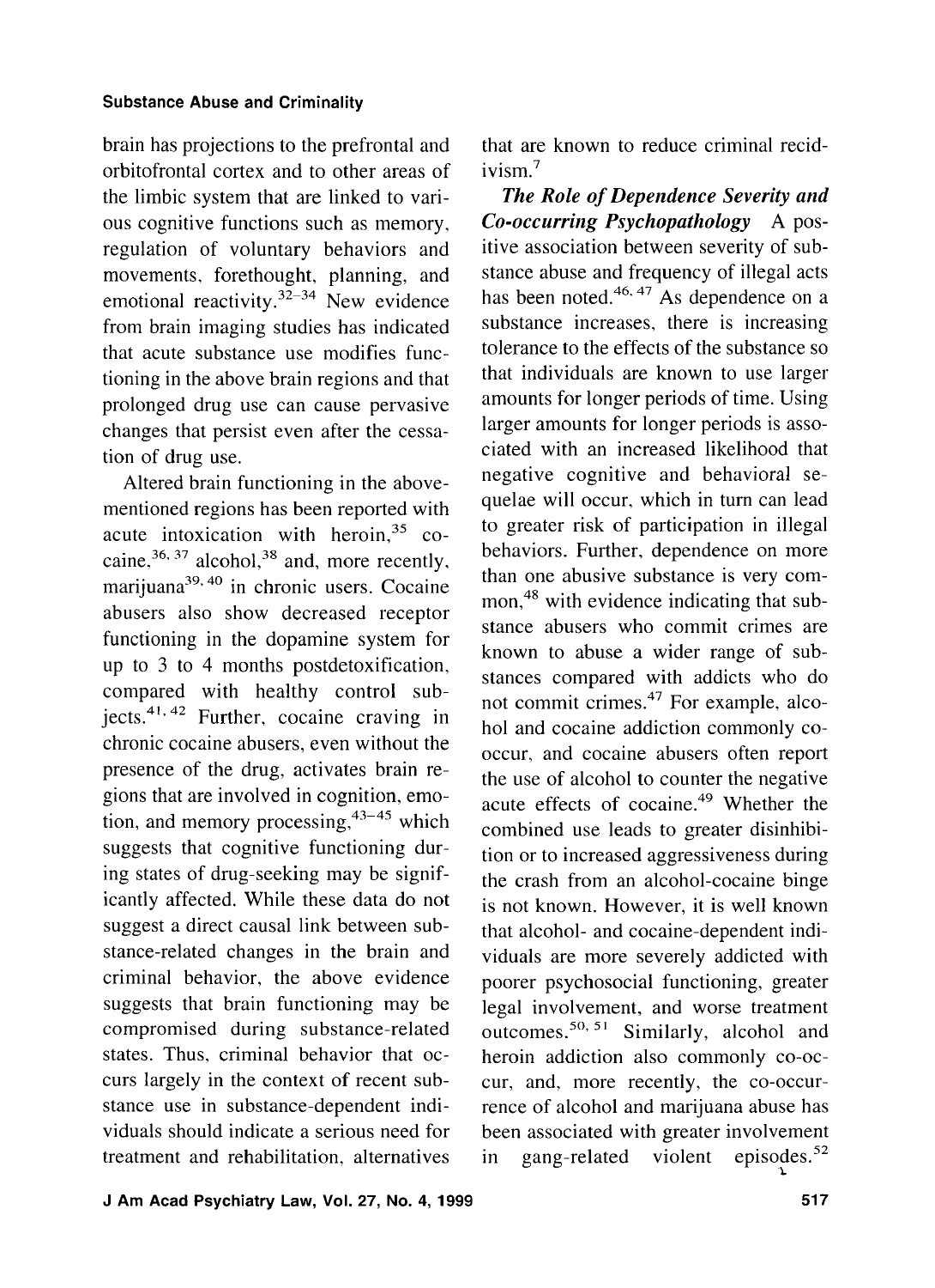brain has projections to the prefrontal and orbitofrontal cortex and to other areas of the limbic system that are linked to various cognitive functions such as memory, regulation of voluntary behaviors and movements, forethought, planning, and emotional reactivity.[32–34] New evidence from brain imaging studies has indicated that acute substance use modifies functioning in the above brain regions and that prolonged drug use can cause pervasive changes that persist even after the cessation of drug use.

Altered brain functioning in the above-mentioned regions has been reported with acute intoxication with heroin,[35] cocaine,[36, 37] alcohol,[38] and, more recently, marijuana[39, 40] in chronic users. Cocaine abusers also show decreased receptor functioning in the dopamine system for up to 3 to 4 months postdetoxification, compared with healthy control subjects.[41, 42] Further, cocaine craving in chronic cocaine abusers, even without the presence of the drug, activates brain regions that are involved in cognition, emotion, and memory processing,[43–45] which suggests that cognitive functioning during states of drug-seeking may be significantly affected. While these data do not suggest a direct causal link between substance-related changes in the brain and criminal behavior, the above evidence suggests that brain functioning may be compromised during substance-related states. Thus, criminal behavior that occurs largely in the context of recent substance use in substance-dependent individuals should indicate a serious need for treatment and rehabilitation, alternatives that are known to reduce criminal recidivism.[7]

***The Role of Dependence Severity and Co-occurring Psychopathology*** A positive association between severity of substance abuse and frequency of illegal acts has been noted.[46, 47] As dependence on a substance increases, there is increasing tolerance to the effects of the substance so that individuals are known to use larger amounts for longer periods of time. Using larger amounts for longer periods is associated with an increased likelihood that negative cognitive and behavioral sequelae will occur, which in turn can lead to greater risk of participation in illegal behaviors. Further, dependence on more than one abusive substance is very common,[48] with evidence indicating that substance abusers who commit crimes are known to abuse a wider range of substances compared with addicts who do not commit crimes.[47] For example, alcohol and cocaine addiction commonly co-occur, and cocaine abusers often report the use of alcohol to counter the negative acute effects of cocaine.[49] Whether the combined use leads to greater disinhibition or to increased aggressiveness during the crash from an alcohol-cocaine binge is not known. However, it is well known that alcohol- and cocaine-dependent individuals are more severely addicted with poorer psychosocial functioning, greater legal involvement, and worse treatment outcomes.[50, 51] Similarly, alcohol and heroin addiction also commonly co-occur, and, more recently, the co-occurrence of alcohol and marijuana abuse has been associated with greater involvement in gang-related violent episodes.[52]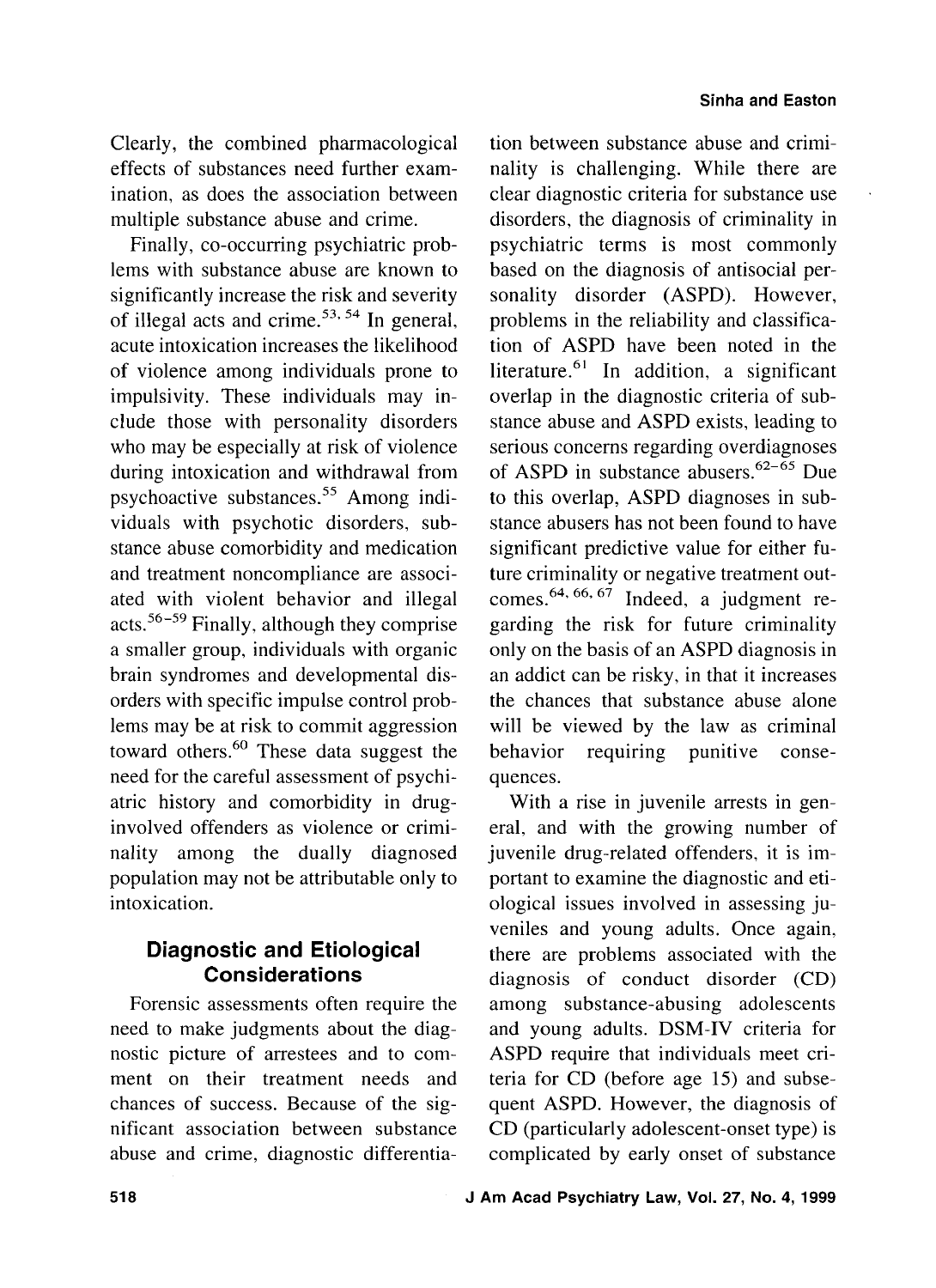Clearly, the combined pharmacological effects of substances need further examination, as does the association between multiple substance abuse and crime.

Finally, co-occurring psychiatric problems with substance abuse are known to significantly increase the risk and severity of illegal acts and crime.[53, 54] In general, acute intoxication increases the likelihood of violence among individuals prone to impulsivity. These individuals may include those with personality disorders who may be especially at risk of violence during intoxication and withdrawal from psychoactive substances.[55] Among individuals with psychotic disorders, substance abuse comorbidity and medication and treatment noncompliance are associated with violent behavior and illegal acts.[56–59] Finally, although they comprise a smaller group, individuals with organic brain syndromes and developmental disorders with specific impulse control problems may be at risk to commit aggression toward others.[60] These data suggest the need for the careful assessment of psychiatric history and comorbidity in drug-involved offenders as violence or criminality among the dually diagnosed population may not be attributable only to intoxication.

## Diagnostic and Etiological Considerations

Forensic assessments often require the need to make judgments about the diagnostic picture of arrestees and to comment on their treatment needs and chances of success. Because of the significant association between substance abuse and crime, diagnostic differentiation between substance abuse and criminality is challenging. While there are clear diagnostic criteria for substance use disorders, the diagnosis of criminality in psychiatric terms is most commonly based on the diagnosis of antisocial personality disorder (ASPD). However, problems in the reliability and classification of ASPD have been noted in the literature.[61] In addition, a significant overlap in the diagnostic criteria of substance abuse and ASPD exists, leading to serious concerns regarding overdiagnoses of ASPD in substance abusers.[62–65] Due to this overlap, ASPD diagnoses in substance abusers has not been found to have significant predictive value for either future criminality or negative treatment outcomes.[64, 66, 67] Indeed, a judgment regarding the risk for future criminality only on the basis of an ASPD diagnosis in an addict can be risky, in that it increases the chances that substance abuse alone will be viewed by the law as criminal behavior requiring punitive consequences.

With a rise in juvenile arrests in general, and with the growing number of juvenile drug-related offenders, it is important to examine the diagnostic and etiological issues involved in assessing juveniles and young adults. Once again, there are problems associated with the diagnosis of conduct disorder (CD) among substance-abusing adolescents and young adults. DSM-IV criteria for ASPD require that individuals meet criteria for CD (before age 15) and subsequent ASPD. However, the diagnosis of CD (particularly adolescent-onset type) is complicated by early onset of substance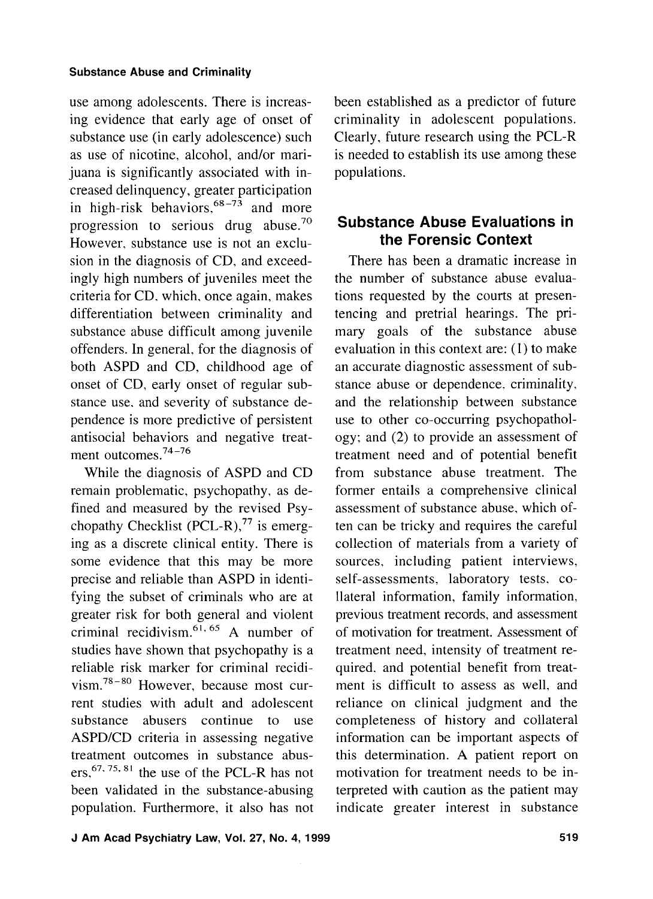use among adolescents. There is increasing evidence that early age of onset of substance use (in early adolescence) such as use of nicotine, alcohol, and/or marijuana is significantly associated with increased delinquency, greater participation in high-risk behaviors,[68–73] and more progression to serious drug abuse.[70] However, substance use is not an exclusion in the diagnosis of CD, and exceedingly high numbers of juveniles meet the criteria for CD, which, once again, makes differentiation between criminality and substance abuse difficult among juvenile offenders. In general, for the diagnosis of both ASPD and CD, childhood age of onset of CD, early onset of regular substance use, and severity of substance dependence is more predictive of persistent antisocial behaviors and negative treatment outcomes.[74–76]

While the diagnosis of ASPD and CD remain problematic, psychopathy, as defined and measured by the revised Psychopathy Checklist (PCL-R),[77] is emerging as a discrete clinical entity. There is some evidence that this may be more precise and reliable than ASPD in identifying the subset of criminals who are at greater risk for both general and violent criminal recidivism.[61, 65] A number of studies have shown that psychopathy is a reliable risk marker for criminal recidivism.[78–80] However, because most current studies with adult and adolescent substance abusers continue to use ASPD/CD criteria in assessing negative treatment outcomes in substance abusers,[67, 75, 81] the use of the PCL-R has not been validated in the substance-abusing population. Furthermore, it also has not been established as a predictor of future criminality in adolescent populations. Clearly, future research using the PCL-R is needed to establish its use among these populations.

## Substance Abuse Evaluations in the Forensic Context

There has been a dramatic increase in the number of substance abuse evaluations requested by the courts at presentencing and pretrial hearings. The primary goals of the substance abuse evaluation in this context are: (1) to make an accurate diagnostic assessment of substance abuse or dependence, criminality, and the relationship between substance use to other co-occurring psychopathology; and (2) to provide an assessment of treatment need and of potential benefit from substance abuse treatment. The former entails a comprehensive clinical assessment of substance abuse, which often can be tricky and requires the careful collection of materials from a variety of sources, including patient interviews, self-assessments, laboratory tests, collateral information, family information, previous treatment records, and assessment of motivation for treatment. Assessment of treatment need, intensity of treatment required, and potential benefit from treatment is difficult to assess as well, and reliance on clinical judgment and the completeness of history and collateral information can be important aspects of this determination. A patient report on motivation for treatment needs to be interpreted with caution as the patient may indicate greater interest in substance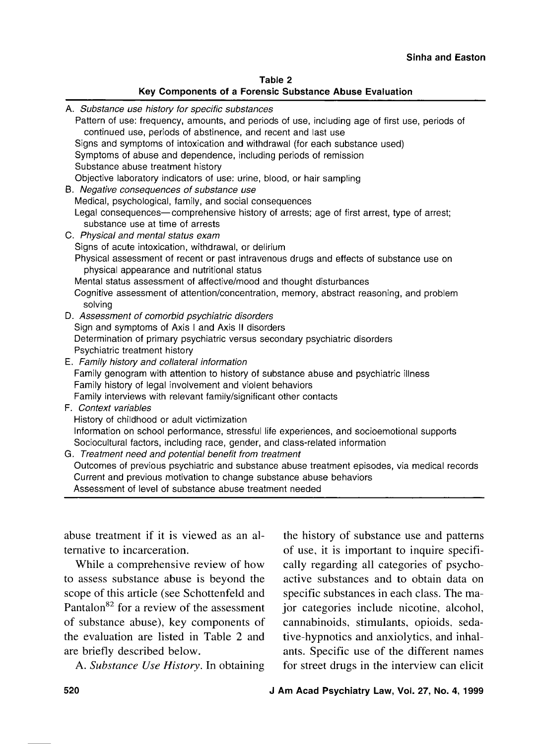**Table 2**
**Key Components of a Forensic Substance Abuse Evaluation**

A. *Substance use history for specific substances*
- Pattern of use: frequency, amounts, and periods of use, including age of first use, periods of continued use, periods of abstinence, and recent and last use
- Signs and symptoms of intoxication and withdrawal (for each substance used)
- Symptoms of abuse and dependence, including periods of remission
- Substance abuse treatment history
- Objective laboratory indicators of use: urine, blood, or hair sampling

B. *Negative consequences of substance use*
- Medical, psychological, family, and social consequences
- Legal consequences—comprehensive history of arrests; age of first arrest, type of arrest; substance use at time of arrests

C. *Physical and mental status exam*
- Signs of acute intoxication, withdrawal, or delirium
- Physical assessment of recent or past intravenous drugs and effects of substance use on physical appearance and nutritional status
- Mental status assessment of affective/mood and thought disturbances
- Cognitive assessment of attention/concentration, memory, abstract reasoning, and problem solving

D. *Assessment of comorbid psychiatric disorders*
- Sign and symptoms of Axis I and Axis II disorders
- Determination of primary psychiatric versus secondary psychiatric disorders
- Psychiatric treatment history

E. *Family history and collateral information*
- Family genogram with attention to history of substance abuse and psychiatric illness
- Family history of legal involvement and violent behaviors
- Family interviews with relevant family/significant other contacts

F. *Context variables*
- History of childhood or adult victimization
- Information on school performance, stressful life experiences, and socioemotional supports
- Sociocultural factors, including race, gender, and class-related information

G. *Treatment need and potential benefit from treatment*
- Outcomes of previous psychiatric and substance abuse treatment episodes, via medical records
- Current and previous motivation to change substance abuse behaviors
- Assessment of level of substance abuse treatment needed

abuse treatment if it is viewed as an alternative to incarceration.

While a comprehensive review of how to assess substance abuse is beyond the scope of this article (see Schottenfeld and Pantalon[82] for a review of the assessment of substance abuse), key components of the evaluation are listed in Table 2 and are briefly described below.

A. *Substance Use History*. In obtaining the history of substance use and patterns of use, it is important to inquire specifically regarding all categories of psychoactive substances and to obtain data on specific substances in each class. The major categories include nicotine, alcohol, cannabinoids, stimulants, opioids, sedative-hypnotics and anxiolytics, and inhalants. Specific use of the different names for street drugs in the interview can elicit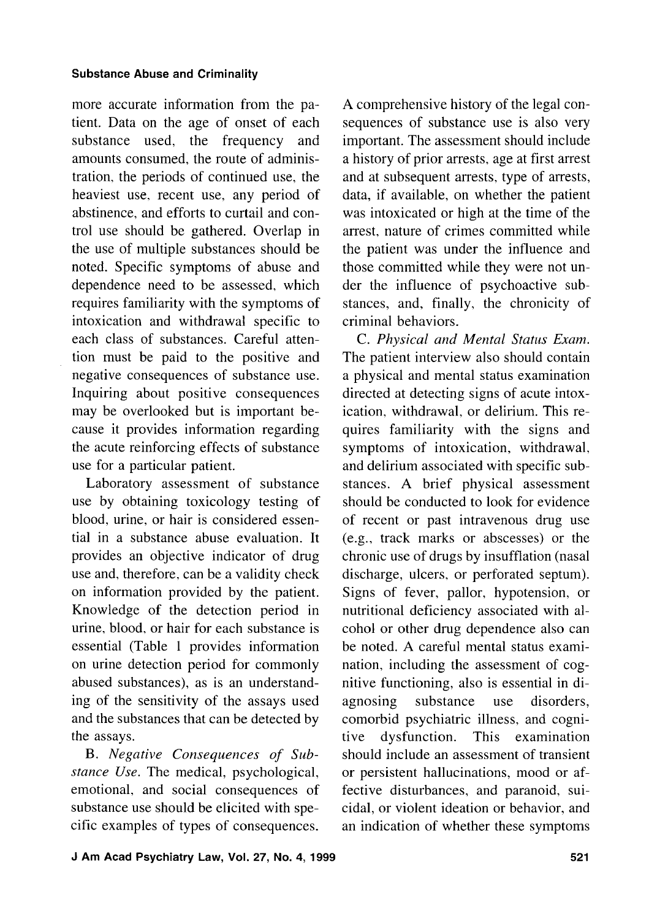more accurate information from the patient. Data on the age of onset of each substance used, the frequency and amounts consumed, the route of administration, the periods of continued use, the heaviest use, recent use, any period of abstinence, and efforts to curtail and control use should be gathered. Overlap in the use of multiple substances should be noted. Specific symptoms of abuse and dependence need to be assessed, which requires familiarity with the symptoms of intoxication and withdrawal specific to each class of substances. Careful attention must be paid to the positive and negative consequences of substance use. Inquiring about positive consequences may be overlooked but is important because it provides information regarding the acute reinforcing effects of substance use for a particular patient.

Laboratory assessment of substance use by obtaining toxicology testing of blood, urine, or hair is considered essential in a substance abuse evaluation. It provides an objective indicator of drug use and, therefore, can be a validity check on information provided by the patient. Knowledge of the detection period in urine, blood, or hair for each substance is essential (Table 1 provides information on urine detection period for commonly abused substances), as is an understanding of the sensitivity of the assays used and the substances that can be detected by the assays.

B. *Negative Consequences of Substance Use.* The medical, psychological, emotional, and social consequences of substance use should be elicited with specific examples of types of consequences. A comprehensive history of the legal consequences of substance use is also very important. The assessment should include a history of prior arrests, age at first arrest and at subsequent arrests, type of arrests, data, if available, on whether the patient was intoxicated or high at the time of the arrest, nature of crimes committed while the patient was under the influence and those committed while they were not under the influence of psychoactive substances, and, finally, the chronicity of criminal behaviors.

C. *Physical and Mental Status Exam.* The patient interview also should contain a physical and mental status examination directed at detecting signs of acute intoxication, withdrawal, or delirium. This requires familiarity with the signs and symptoms of intoxication, withdrawal, and delirium associated with specific substances. A brief physical assessment should be conducted to look for evidence of recent or past intravenous drug use (e.g., track marks or abscesses) or the chronic use of drugs by insufflation (nasal discharge, ulcers, or perforated septum). Signs of fever, pallor, hypotension, or nutritional deficiency associated with alcohol or other drug dependence also can be noted. A careful mental status examination, including the assessment of cognitive functioning, also is essential in diagnosing substance use disorders, comorbid psychiatric illness, and cognitive dysfunction. This examination should include an assessment of transient or persistent hallucinations, mood or affective disturbances, and paranoid, suicidal, or violent ideation or behavior, and an indication of whether these symptoms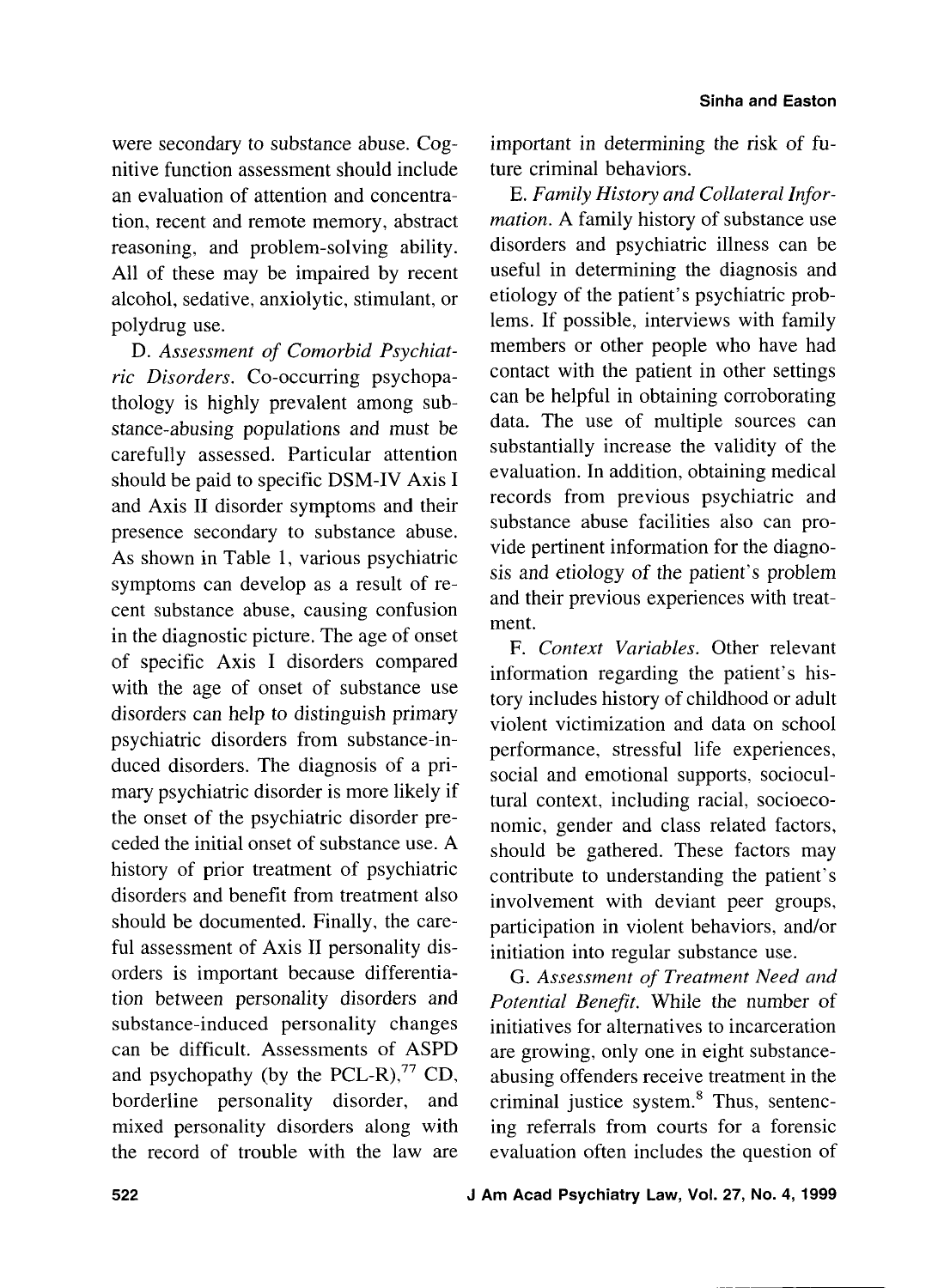were secondary to substance abuse. Cognitive function assessment should include an evaluation of attention and concentration, recent and remote memory, abstract reasoning, and problem-solving ability. All of these may be impaired by recent alcohol, sedative, anxiolytic, stimulant, or polydrug use.

D. *Assessment of Comorbid Psychiatric Disorders.* Co-occurring psychopathology is highly prevalent among substance-abusing populations and must be carefully assessed. Particular attention should be paid to specific DSM-IV Axis I and Axis II disorder symptoms and their presence secondary to substance abuse. As shown in Table 1, various psychiatric symptoms can develop as a result of recent substance abuse, causing confusion in the diagnostic picture. The age of onset of specific Axis I disorders compared with the age of onset of substance use disorders can help to distinguish primary psychiatric disorders from substance-induced disorders. The diagnosis of a primary psychiatric disorder is more likely if the onset of the psychiatric disorder preceded the initial onset of substance use. A history of prior treatment of psychiatric disorders and benefit from treatment also should be documented. Finally, the careful assessment of Axis II personality disorders is important because differentiation between personality disorders and substance-induced personality changes can be difficult. Assessments of ASPD and psychopathy (by the PCL-R),[77] CD, borderline personality disorder, and mixed personality disorders along with the record of trouble with the law are important in determining the risk of future criminal behaviors.

E. *Family History and Collateral Information.* A family history of substance use disorders and psychiatric illness can be useful in determining the diagnosis and etiology of the patient's psychiatric problems. If possible, interviews with family members or other people who have had contact with the patient in other settings can be helpful in obtaining corroborating data. The use of multiple sources can substantially increase the validity of the evaluation. In addition, obtaining medical records from previous psychiatric and substance abuse facilities also can provide pertinent information for the diagnosis and etiology of the patient's problem and their previous experiences with treatment.

F. *Context Variables.* Other relevant information regarding the patient's history includes history of childhood or adult violent victimization and data on school performance, stressful life experiences, social and emotional supports, sociocultural context, including racial, socioeconomic, gender and class related factors, should be gathered. These factors may contribute to understanding the patient's involvement with deviant peer groups, participation in violent behaviors, and/or initiation into regular substance use.

G. *Assessment of Treatment Need and Potential Benefit.* While the number of initiatives for alternatives to incarceration are growing, only one in eight substance-abusing offenders receive treatment in the criminal justice system.[8] Thus, sentencing referrals from courts for a forensic evaluation often includes the question of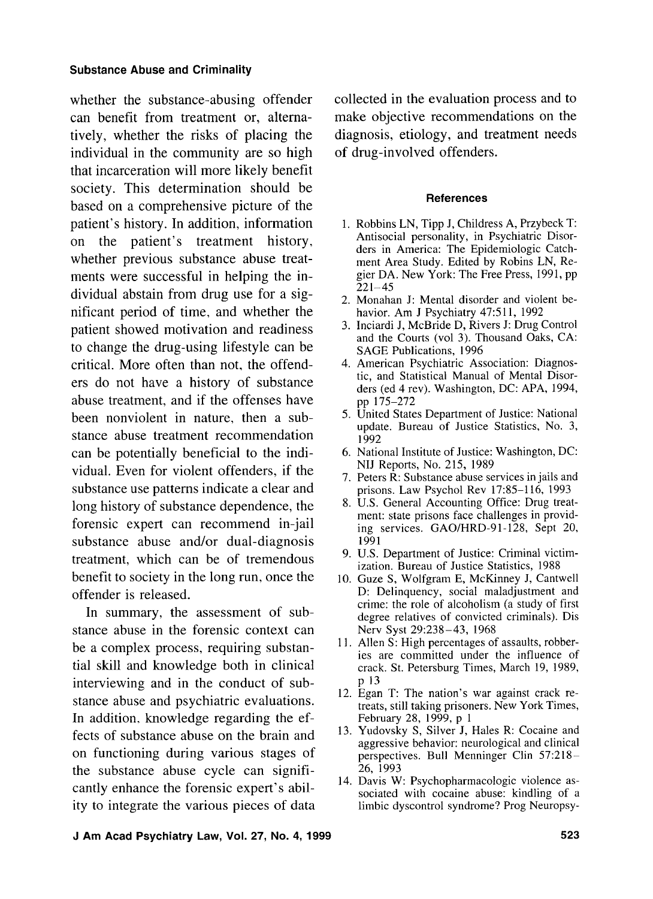whether the substance-abusing offender can benefit from treatment or, alternatively, whether the risks of placing the individual in the community are so high that incarceration will more likely benefit society. This determination should be based on a comprehensive picture of the patient's history. In addition, information on the patient's treatment history, whether previous substance abuse treatments were successful in helping the individual abstain from drug use for a significant period of time, and whether the patient showed motivation and readiness to change the drug-using lifestyle can be critical. More often than not, the offenders do not have a history of substance abuse treatment, and if the offenses have been nonviolent in nature, then a substance abuse treatment recommendation can be potentially beneficial to the individual. Even for violent offenders, if the substance use patterns indicate a clear and long history of substance dependence, the forensic expert can recommend in-jail substance abuse and/or dual-diagnosis treatment, which can be of tremendous benefit to society in the long run, once the offender is released.

In summary, the assessment of substance abuse in the forensic context can be a complex process, requiring substantial skill and knowledge both in clinical interviewing and in the conduct of substance abuse and psychiatric evaluations. In addition, knowledge regarding the effects of substance abuse on the brain and on functioning during various stages of the substance abuse cycle can significantly enhance the forensic expert's ability to integrate the various pieces of data collected in the evaluation process and to make objective recommendations on the diagnosis, etiology, and treatment needs of drug-involved offenders.

## References

1. Robbins LN, Tipp J, Childress A, Przybeck T: Antisocial personality, in Psychiatric Disorders in America: The Epidemiologic Catchment Area Study. Edited by Robins LN, Regier DA. New York: The Free Press, 1991, pp 221–45
2. Monahan J: Mental disorder and violent behavior. Am J Psychiatry 47:511, 1992
3. Inciardi J, McBride D, Rivers J: Drug Control and the Courts (vol 3). Thousand Oaks, CA: SAGE Publications, 1996
4. American Psychiatric Association: Diagnostic, and Statistical Manual of Mental Disorders (ed 4 rev). Washington, DC: APA, 1994, pp 175–272
5. United States Department of Justice: National update. Bureau of Justice Statistics, No. 3, 1992
6. National Institute of Justice: Washington, DC: NIJ Reports, No. 215, 1989
7. Peters R: Substance abuse services in jails and prisons. Law Psychol Rev 17:85–116, 1993
8. U.S. General Accounting Office: Drug treatment: state prisons face challenges in providing services. GAO/HRD-91-128, Sept 20, 1991
9. U.S. Department of Justice: Criminal victimization. Bureau of Justice Statistics, 1988
10. Guze S, Wolfgram E, McKinney J, Cantwell D: Delinquency, social maladjustment and crime: the role of alcoholism (a study of first degree relatives of convicted criminals). Dis Nerv Syst 29:238–43, 1968
11. Allen S: High percentages of assaults, robberies are committed under the influence of crack. St. Petersburg Times, March 19, 1989, p 13
12. Egan T: The nation's war against crack retreats, still taking prisoners. New York Times, February 28, 1999, p 1
13. Yudovsky S, Silver J, Hales R: Cocaine and aggressive behavior: neurological and clinical perspectives. Bull Menninger Clin 57:218–26, 1993
14. Davis W: Psychopharmacologic violence associated with cocaine abuse: kindling of a limbic dyscontrol syndrome? Prog Neuropsy-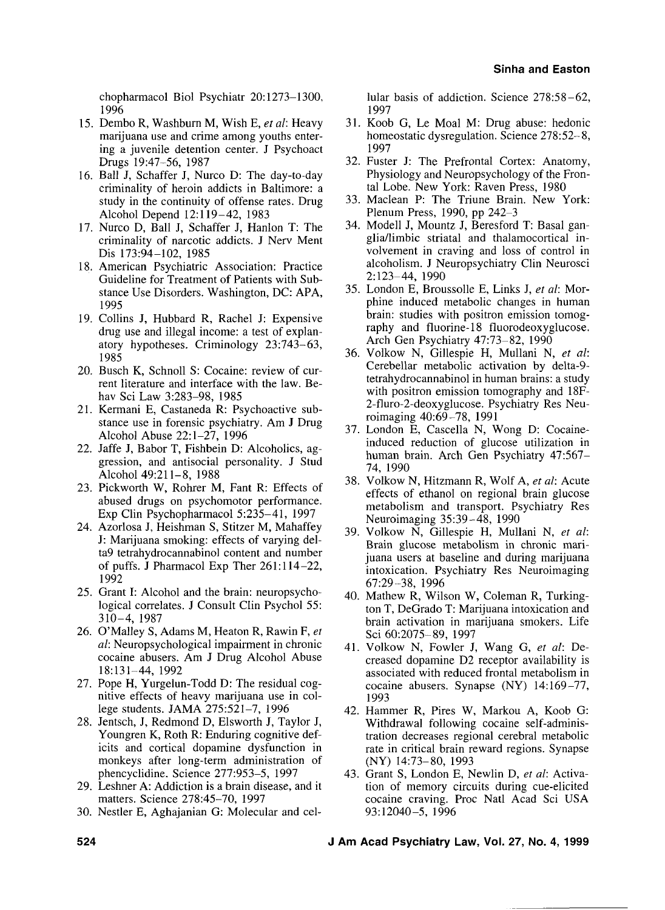chopharmacol Biol Psychiatr 20:1273–1300, 1996

15. Dembo R, Washburn M, Wish E, *et al*: Heavy marijuana use and crime among youths entering a juvenile detention center. J Psychoact Drugs 19:47–56, 1987
16. Ball J, Schaffer J, Nurco D: The day-to-day criminality of heroin addicts in Baltimore: a study in the continuity of offense rates. Drug Alcohol Depend 12:119–42, 1983
17. Nurco D, Ball J, Schaffer J, Hanlon T: The criminality of narcotic addicts. J Nerv Ment Dis 173:94–102, 1985
18. American Psychiatric Association: Practice Guideline for Treatment of Patients with Substance Use Disorders. Washington, DC: APA, 1995
19. Collins J, Hubbard R, Rachel J: Expensive drug use and illegal income: a test of explanatory hypotheses. Criminology 23:743–63, 1985
20. Busch K, Schnoll S: Cocaine: review of current literature and interface with the law. Behav Sci Law 3:283–98, 1985
21. Kermani E, Castaneda R: Psychoactive substance use in forensic psychiatry. Am J Drug Alcohol Abuse 22:1–27, 1996
22. Jaffe J, Babor T, Fishbein D: Alcoholics, aggression, and antisocial personality. J Stud Alcohol 49:211–8, 1988
23. Pickworth W, Rohrer M, Fant R: Effects of abused drugs on psychomotor performance. Exp Clin Psychopharmacol 5:235–41, 1997
24. Azorlosa J, Heishman S, Stitzer M, Mahaffey J: Marijuana smoking: effects of varying delta9 tetrahydrocannabinol content and number of puffs. J Pharmacol Exp Ther 261:114–22, 1992
25. Grant I: Alcohol and the brain: neuropsychological correlates. J Consult Clin Psychol 55: 310–4, 1987
26. O'Malley S, Adams M, Heaton R, Rawin F, *et al*: Neuropsychological impairment in chronic cocaine abusers. Am J Drug Alcohol Abuse 18:131–44, 1992
27. Pope H, Yurgelun-Todd D: The residual cognitive effects of heavy marijuana use in college students. JAMA 275:521–7, 1996
28. Jentsch, J, Redmond D, Elsworth J, Taylor J, Youngren K, Roth R: Enduring cognitive deficits and cortical dopamine dysfunction in monkeys after long-term administration of phencyclidine. Science 277:953–5, 1997
29. Leshner A: Addiction is a brain disease, and it matters. Science 278:45–70, 1997
30. Nestler E, Aghajanian G: Molecular and cellular basis of addiction. Science 278:58–62, 1997
31. Koob G, Le Moal M: Drug abuse: hedonic homeostatic dysregulation. Science 278:52–8, 1997
32. Fuster J: The Prefrontal Cortex: Anatomy, Physiology and Neuropsychology of the Frontal Lobe. New York: Raven Press, 1980
33. Maclean P: The Triune Brain. New York: Plenum Press, 1990, pp 242–3
34. Modell J, Mountz J, Beresford T: Basal ganglia/limbic striatal and thalamocortical involvement in craving and loss of control in alcoholism. J Neuropsychiatry Clin Neurosci 2:123–44, 1990
35. London E, Broussolle E, Links J, *et al*: Morphine induced metabolic changes in human brain: studies with positron emission tomography and fluorine-18 fluorodeoxyglucose. Arch Gen Psychiatry 47:73–82, 1990
36. Volkow N, Gillespie H, Mullani N, *et al*: Cerebellar metabolic activation by delta-9-tetrahydrocannabinol in human brains: a study with positron emission tomography and 18F-2-fluro-2-deoxyglucose. Psychiatry Res Neuroimaging 40:69–78, 1991
37. London E, Cascella N, Wong D: Cocaine-induced reduction of glucose utilization in human brain. Arch Gen Psychiatry 47:567–74, 1990
38. Volkow N, Hitzmann R, Wolf A, *et al*: Acute effects of ethanol on regional brain glucose metabolism and transport. Psychiatry Res Neuroimaging 35:39–48, 1990
39. Volkow N, Gillespie H, Mullani N, *et al*: Brain glucose metabolism in chronic marijuana users at baseline and during marijuana intoxication. Psychiatry Res Neuroimaging 67:29–38, 1996
40. Mathew R, Wilson W, Coleman R, Turkington T, DeGrado T: Marijuana intoxication and brain activation in marijuana smokers. Life Sci 60:2075–89, 1997
41. Volkow N, Fowler J, Wang G, *et al*: Decreased dopamine D2 receptor availability is associated with reduced frontal metabolism in cocaine abusers. Synapse (NY) 14:169–77, 1993
42. Hammer R, Pires W, Markou A, Koob G: Withdrawal following cocaine self-administration decreases regional cerebral metabolic rate in critical brain reward regions. Synapse (NY) 14:73–80, 1993
43. Grant S, London E, Newlin D, *et al*: Activation of memory circuits during cue-elicited cocaine craving. Proc Natl Acad Sci USA 93:12040–5, 1996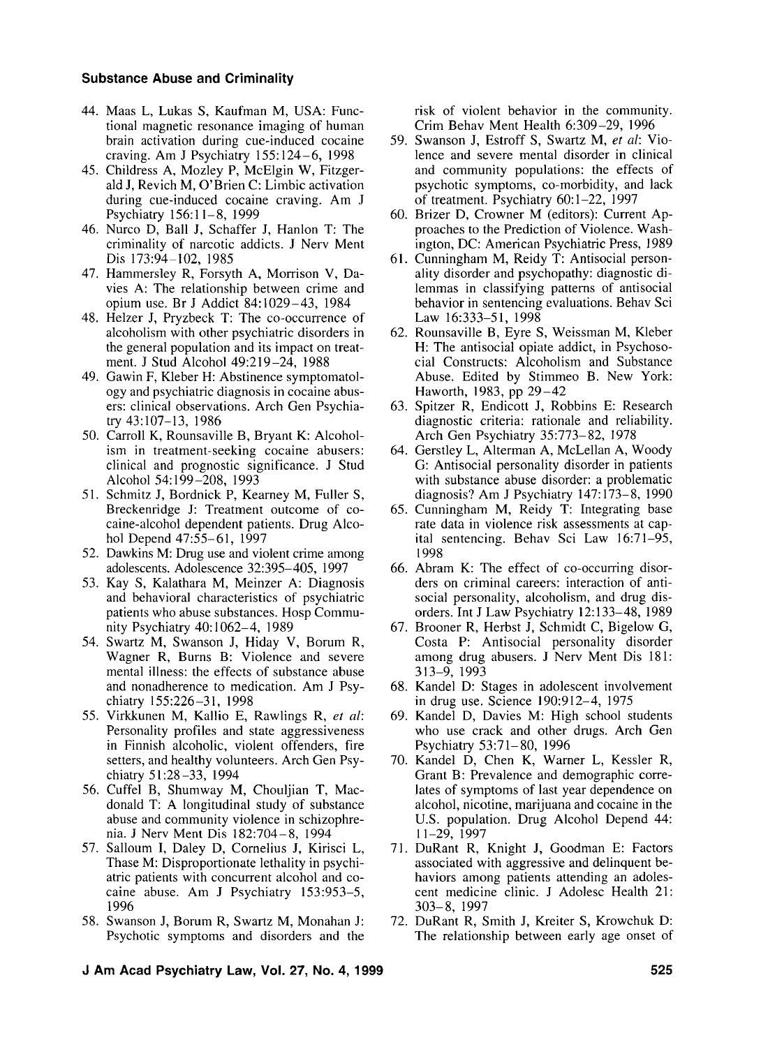44. Maas L, Lukas S, Kaufman M, USA: Functional magnetic resonance imaging of human brain activation during cue-induced cocaine craving. Am J Psychiatry 155:124–6, 1998
45. Childress A, Mozley P, McElgin W, Fitzgerald J, Revich M, O'Brien C: Limbic activation during cue-induced cocaine craving. Am J Psychiatry 156:11–8, 1999
46. Nurco D, Ball J, Schaffer J, Hanlon T: The criminality of narcotic addicts. J Nerv Ment Dis 173:94–102, 1985
47. Hammersley R, Forsyth A, Morrison V, Davies A: The relationship between crime and opium use. Br J Addict 84:1029–43, 1984
48. Helzer J, Pryzbeck T: The co-occurrence of alcoholism with other psychiatric disorders in the general population and its impact on treatment. J Stud Alcohol 49:219–24, 1988
49. Gawin F, Kleber H: Abstinence symptomatology and psychiatric diagnosis in cocaine abusers: clinical observations. Arch Gen Psychiatry 43:107–13, 1986
50. Carroll K, Rounsaville B, Bryant K: Alcoholism in treatment-seeking cocaine abusers: clinical and prognostic significance. J Stud Alcohol 54:199–208, 1993
51. Schmitz J, Bordnick P, Kearney M, Fuller S, Breckenridge J: Treatment outcome of cocaine-alcohol dependent patients. Drug Alcohol Depend 47:55–61, 1997
52. Dawkins M: Drug use and violent crime among adolescents. Adolescence 32:395–405, 1997
53. Kay S, Kalathara M, Meinzer A: Diagnosis and behavioral characteristics of psychiatric patients who abuse substances. Hosp Community Psychiatry 40:1062–4, 1989
54. Swartz M, Swanson J, Hiday V, Borum R, Wagner R, Burns B: Violence and severe mental illness: the effects of substance abuse and nonadherence to medication. Am J Psychiatry 155:226–31, 1998
55. Virkkunen M, Kallio E, Rawlings R, *et al*: Personality profiles and state aggressiveness in Finnish alcoholic, violent offenders, fire setters, and healthy volunteers. Arch Gen Psychiatry 51:28–33, 1994
56. Cuffel B, Shumway M, Chouljian T, Macdonald T: A longitudinal study of substance abuse and community violence in schizophrenia. J Nerv Ment Dis 182:704–8, 1994
57. Salloum I, Daley D, Cornelius J, Kirisci L, Thase M: Disproportionate lethality in psychiatric patients with concurrent alcohol and cocaine abuse. Am J Psychiatry 153:953–5, 1996
58. Swanson J, Borum R, Swartz M, Monahan J: Psychotic symptoms and disorders and the risk of violent behavior in the community. Crim Behav Ment Health 6:309–29, 1996
59. Swanson J, Estroff S, Swartz M, *et al*: Violence and severe mental disorder in clinical and community populations: the effects of psychotic symptoms, co-morbidity, and lack of treatment. Psychiatry 60:1–22, 1997
60. Brizer D, Crowner M (editors): Current Approaches to the Prediction of Violence. Washington, DC: American Psychiatric Press, 1989
61. Cunningham M, Reidy T: Antisocial personality disorder and psychopathy: diagnostic dilemmas in classifying patterns of antisocial behavior in sentencing evaluations. Behav Sci Law 16:333–51, 1998
62. Rounsaville B, Eyre S, Weissman M, Kleber H: The antisocial opiate addict, in Psychosocial Constructs: Alcoholism and Substance Abuse. Edited by Stimmeo B. New York: Haworth, 1983, pp 29–42
63. Spitzer R, Endicott J, Robbins E: Research diagnostic criteria: rationale and reliability. Arch Gen Psychiatry 35:773–82, 1978
64. Gerstley L, Alterman A, McLellan A, Woody G: Antisocial personality disorder in patients with substance abuse disorder: a problematic diagnosis? Am J Psychiatry 147:173–8, 1990
65. Cunningham M, Reidy T: Integrating base rate data in violence risk assessments at capital sentencing. Behav Sci Law 16:71–95, 1998
66. Abram K: The effect of co-occurring disorders on criminal careers: interaction of antisocial personality, alcoholism, and drug disorders. Int J Law Psychiatry 12:133–48, 1989
67. Brooner R, Herbst J, Schmidt C, Bigelow G, Costa P: Antisocial personality disorder among drug abusers. J Nerv Ment Dis 181:313–9, 1993
68. Kandel D: Stages in adolescent involvement in drug use. Science 190:912–4, 1975
69. Kandel D, Davies M: High school students who use crack and other drugs. Arch Gen Psychiatry 53:71–80, 1996
70. Kandel D, Chen K, Warner L, Kessler R, Grant B: Prevalence and demographic correlates of symptoms of last year dependence on alcohol, nicotine, marijuana and cocaine in the U.S. population. Drug Alcohol Depend 44:11–29, 1997
71. DuRant R, Knight J, Goodman E: Factors associated with aggressive and delinquent behaviors among patients attending an adolescent medicine clinic. J Adolesc Health 21:303–8, 1997
72. DuRant R, Smith J, Kreiter S, Krowchuk D: The relationship between early age onset of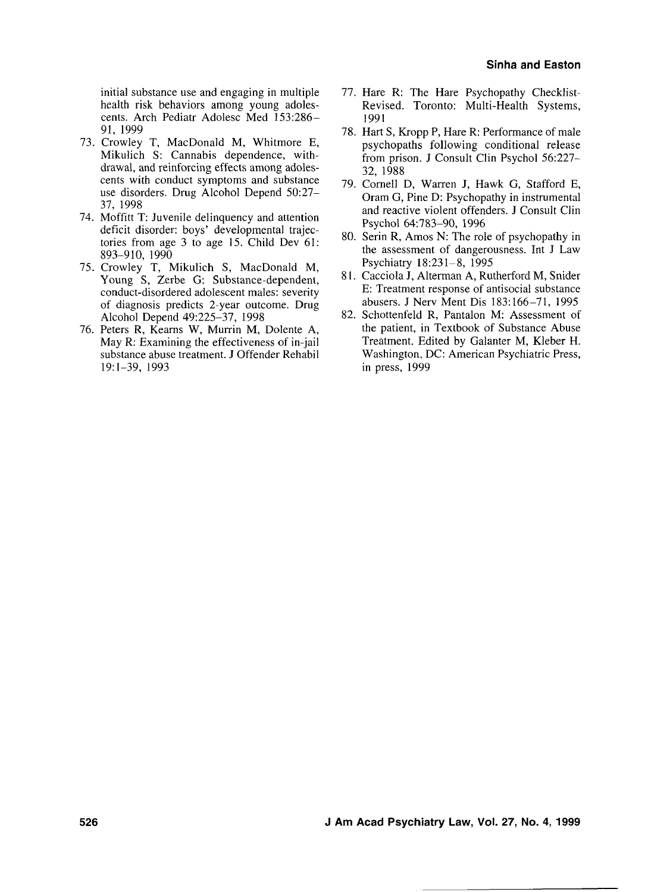initial substance use and engaging in multiple health risk behaviors among young adolescents. Arch Pediatr Adolesc Med 153:286–91, 1999

73. Crowley T, MacDonald M, Whitmore E, Mikulich S: Cannabis dependence, withdrawal, and reinforcing effects among adolescents with conduct symptoms and substance use disorders. Drug Alcohol Depend 50:27–37, 1998
74. Moffitt T: Juvenile delinquency and attention deficit disorder: boys' developmental trajectories from age 3 to age 15. Child Dev 61: 893–910, 1990
75. Crowley T, Mikulich S, MacDonald M, Young S, Zerbe G: Substance-dependent, conduct-disordered adolescent males: severity of diagnosis predicts 2-year outcome. Drug Alcohol Depend 49:225–37, 1998
76. Peters R, Kearns W, Murrin M, Dolente A, May R: Examining the effectiveness of in-jail substance abuse treatment. J Offender Rehabil 19:1–39, 1993
77. Hare R: The Hare Psychopathy Checklist-Revised. Toronto: Multi-Health Systems, 1991
78. Hart S, Kropp P, Hare R: Performance of male psychopaths following conditional release from prison. J Consult Clin Psychol 56:227–32, 1988
79. Cornell D, Warren J, Hawk G, Stafford E, Oram G, Pine D: Psychopathy in instrumental and reactive violent offenders. J Consult Clin Psychol 64:783–90, 1996
80. Serin R, Amos N: The role of psychopathy in the assessment of dangerousness. Int J Law Psychiatry 18:231–8, 1995
81. Cacciola J, Alterman A, Rutherford M, Snider E: Treatment response of antisocial substance abusers. J Nerv Ment Dis 183:166–71, 1995
82. Schottenfeld R, Pantalon M: Assessment of the patient, in Textbook of Substance Abuse Treatment. Edited by Galanter M, Kleber H. Washington, DC: American Psychiatric Press, in press, 1999